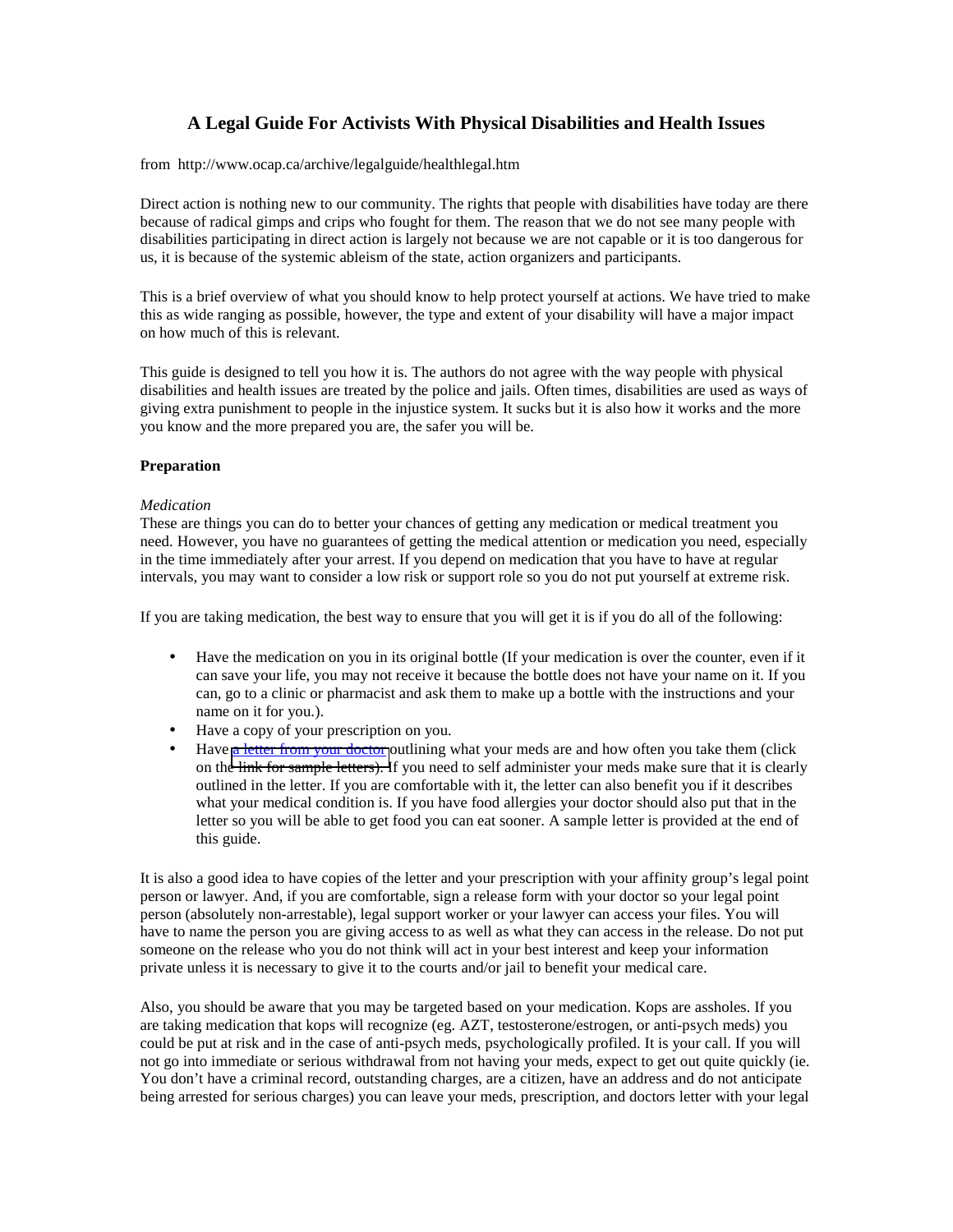# A Legal Guide For Activists With Physical Disabilities and Health Issues

from http://www.ocap.ca/archive/legalguide/healthlegal.htm

Direct action is nothing new to our community. The rights that people with disabilities have today are there because of radical gimps and crips who fought for them. The reason that we do not see many people with disabilities participating in direct action is largely not because we are not capable or it is too dangerous for us, it is because of the systemic ableism of the state, action organizers and participants.

This is a brief overview of what you should know to help protect yourself at actions. We have tried to make this as wide ranging as possible, however, the type and extent of your disability will have a major impact on how much of this is relevant.

This guide is designed to tell you how it is. The authors do not agree with the way people with physical disabilities and health issues are treated by the police and jails. Often times, disabilities are used as ways of giving extra punishment to people in the injustice system. It sucks but it is also how it works and the more you know and the more prepared you are, the safer you will be.

**Preparation**

*Medication*

These are things you can do to better your chances of getting any medication or medical treatment you need. However, you have no guarantees of getting the medical attention or medication you need, especially in the time immediately after your arrest. If you depend on medication that you have to have at regular intervals, you may want to consider a low risk or support role so you do not put yourself at extreme risk.

If you are taking medication, the best way to ensure that you will get it is if you do all of the following:

- Have the medication on you in its original bottle (If your medication is over the counter, even if it can save your life, you may not receive it because the bottle does not have your name on it. If you can, go to a clinic or pharmacist and ask them to make up a bottle with the instructions and your name on it for you.).
- Have a copy of your prescription on you.
- Have a letter from your doctor outlining what your meds are and how often you take them (click on the link for sample letters). If you need to self administer your meds make sure that it is clearly outlined in the letter. If you are comfortable with it, the letter can also benefit you if it describes what your medical condition is. If you have food allergies your doctor should also put that in the letter so you will be able to get food you can eat sooner. A sample letter is provided at the end of this guide.

It is also a good idea to have copies of the letter and your prescription with your affinity group's legal point person or lawyer. And, if you are comfortable, sign a release form with your doctor so your legal point person (absolutely non-arrestable), legal support worker or your lawyer can access your files. You will have to name the person you are giving access to as well as what they can access in the release. Do not put someone on the release who you do not think will act in your best interest and keep your information private unless it is necessary to give it to the courts and/or jail to benefit your medical care.

Also, you should be aware that you may be targeted based on your medication. Kops are assholes. If you are taking medication that kops will recognize (eg. AZT, testosterone/estrogen, or anti-psych meds) you could be put at risk and in the case of anti-psych meds, psychologically profiled. It is your call. If you will not go into immediate or serious withdrawal from not having your meds, expect to get out quite quickly (ie. You don't have a criminal record, outstanding charges, are a citizen, have an address and do not anticipate being arrested for serious charges) you can leave your meds, prescription, and doctors letter with your legal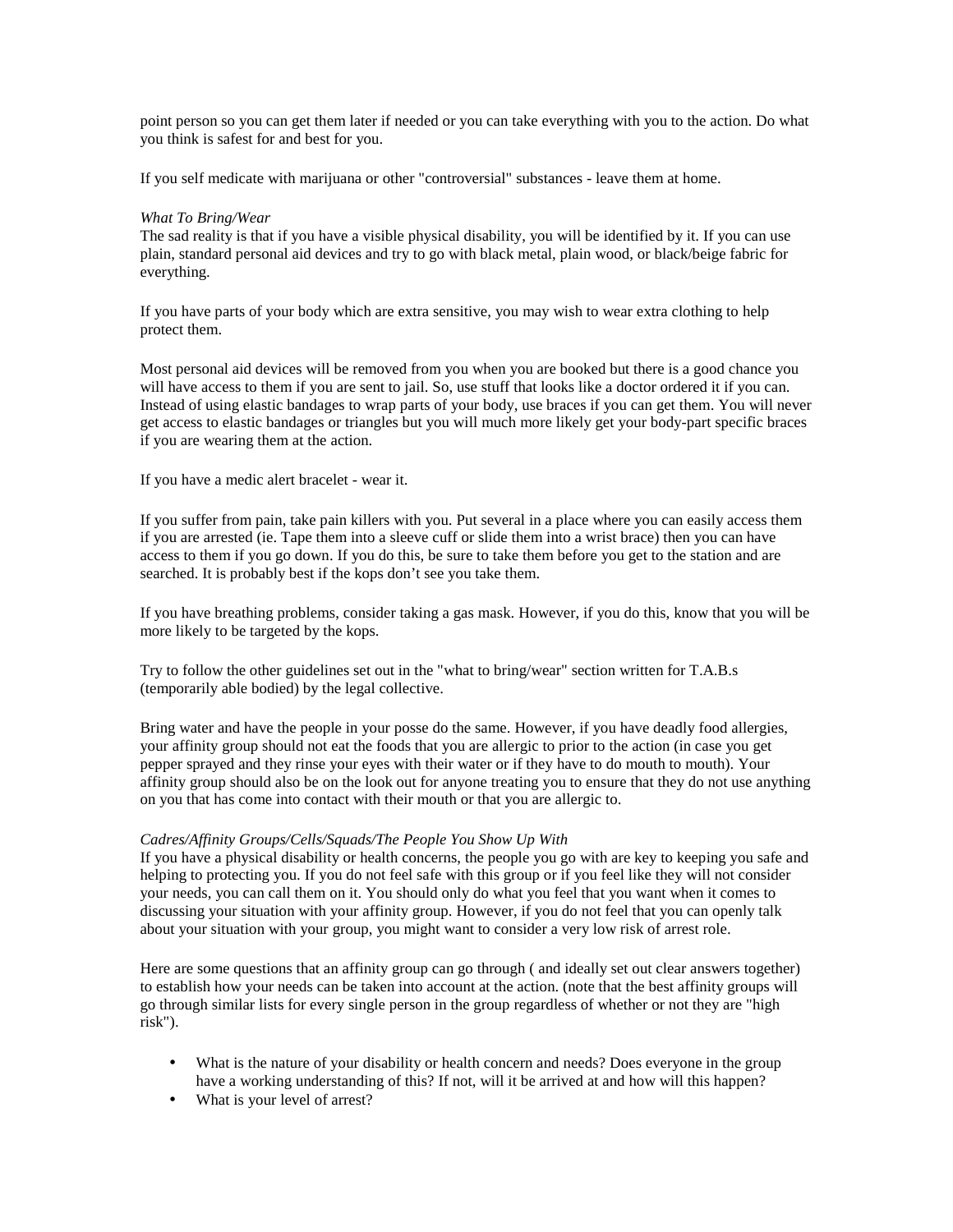point person so you can get them later if needed or you can take everything with you to the action. Do what you think is safest for and best for you.

If you self medicate with marijuana or other "controversial" substances - leave them at home.

*What To Bring/Wear*

The sad reality is that if you have a visible physical disability, you will be identified by it. If you can use plain, standard personal aid devices and try to go with black metal, plain wood, or black/beige fabric for everything.

If you have parts of your body which are extra sensitive, you may wish to wear extra clothing to help protect them.

Most personal aid devices will be removed from you when you are booked but there is a good chance you will have access to them if you are sent to jail. So, use stuff that looks like a doctor ordered it if you can. Instead of using elastic bandages to wrap parts of your body, use braces if you can get them. You will never get access to elastic bandages or triangles but you will much more likely get your body-part specific braces if you are wearing them at the action.

If you have a medic alert bracelet - wear it.

If you suffer from pain, take pain killers with you. Put several in a place where you can easily access them if you are arrested (ie. Tape them into a sleeve cuff or slide them into a wrist brace) then you can have access to them if you go down. If you do this, be sure to take them before you get to the station and are searched. It is probably best if the kops don't see you take them.

If you have breathing problems, consider taking a gas mask. However, if you do this, know that you will be more likely to be targeted by the kops.

Try to follow the other guidelines set out in the "what to bring/wear" section written for T.A.B.s (temporarily able bodied) by the legal collective.

Bring water and have the people in your posse do the same. However, if you have deadly food allergies, your affinity group should not eat the foods that you are allergic to prior to the action (in case you get pepper sprayed and they rinse your eyes with their water or if they have to do mouth to mouth). Your affinity group should also be on the look out for anyone treating you to ensure that they do not use anything on you that has come into contact with their mouth or that you are allergic to.

*Cadres/Affinity Groups/Cells/Squads/The People You Show Up With*

If you have a physical disability or health concerns, the people you go with are key to keeping you safe and helping to protecting you. If you do not feel safe with this group or if you feel like they will not consider your needs, you can call them on it. You should only do what you feel that you want when it comes to discussing your situation with your affinity group. However, if you do not feel that you can openly talk about your situation with your group, you might want to consider a very low risk of arrest role.

Here are some questions that an affinity group can go through ( and ideally set out clear answers together) to establish how your needs can be taken into account at the action. (note that the best affinity groups will go through similar lists for every single person in the group regardless of whether or not they are "high risk").

- What is the nature of your disability or health concern and needs? Does everyone in the group have a working understanding of this? If not, will it be arrived at and how will this happen?
- What is your level of arrest?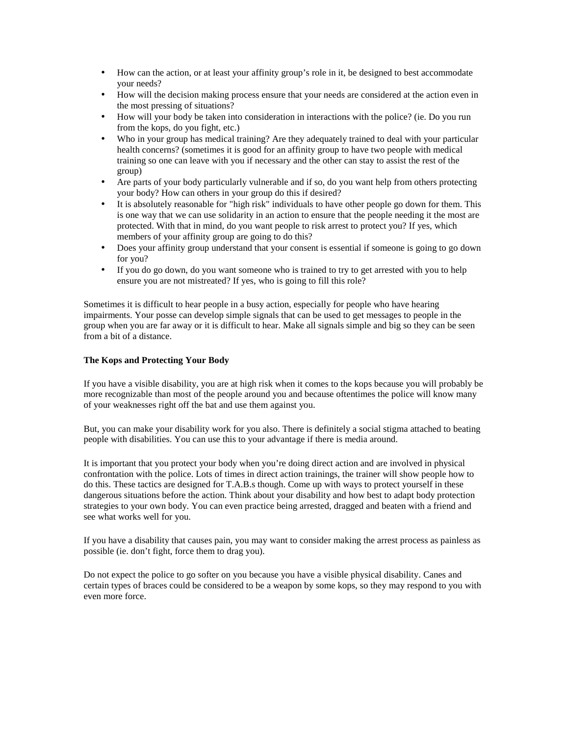- How can the action, or at least your affinity group's role in it, be designed to best accommodate your needs?
- How will the decision making process ensure that your needs are considered at the action even in the most pressing of situations?
- How will your body be taken into consideration in interactions with the police? (ie. Do you run from the kops, do you fight, etc.)
- Who in your group has medical training? Are they adequately trained to deal with your particular health concerns? (sometimes it is good for an affinity group to have two people with medical training so one can leave with you if necessary and the other can stay to assist the rest of the group)
- Are parts of your body particularly vulnerable and if so, do you want help from others protecting your body? How can others in your group do this if desired?
- It is absolutely reasonable for "high risk" individuals to have other people go down for them. This is one way that we can use solidarity in an action to ensure that the people needing it the most are protected. With that in mind, do you want people to risk arrest to protect you? If yes, which members of your affinity group are going to do this?
- Does your affinity group understand that your consent is essential if someone is going to go down for you?
- If you do go down, do you want someone who is trained to try to get arrested with you to help ensure you are not mistreated? If yes, who is going to fill this role?

Sometimes it is difficult to hear people in a busy action, especially for people who have hearing impairments. Your posse can develop simple signals that can be used to get messages to people in the group when you are far away or it is difficult to hear. Make all signals simple and big so they can be seen from a bit of a distance.

**The Kops and Protecting Your Body**

If you have a visible disability, you are at high risk when it comes to the kops because you will probably be more recognizable than most of the people around you and because oftentimes the police will know many of your weaknesses right off the bat and use them against you.

But, you can make your disability work for you also. There is definitely a social stigma attached to beating people with disabilities. You can use this to your advantage if there is media around.

It is important that you protect your body when you're doing direct action and are involved in physical confrontation with the police. Lots of times in direct action trainings, the trainer will show people how to do this. These tactics are designed for T.A.B.s though. Come up with ways to protect yourself in these dangerous situations before the action. Think about your disability and how best to adapt body protection strategies to your own body. You can even practice being arrested, dragged and beaten with a friend and see what works well for you.

If you have a disability that causes pain, you may want to consider making the arrest process as painless as possible (ie. don't fight, force them to drag you).

Do not expect the police to go softer on you because you have a visible physical disability. Canes and certain types of braces could be considered to be a weapon by some kops, so they may respond to you with even more force.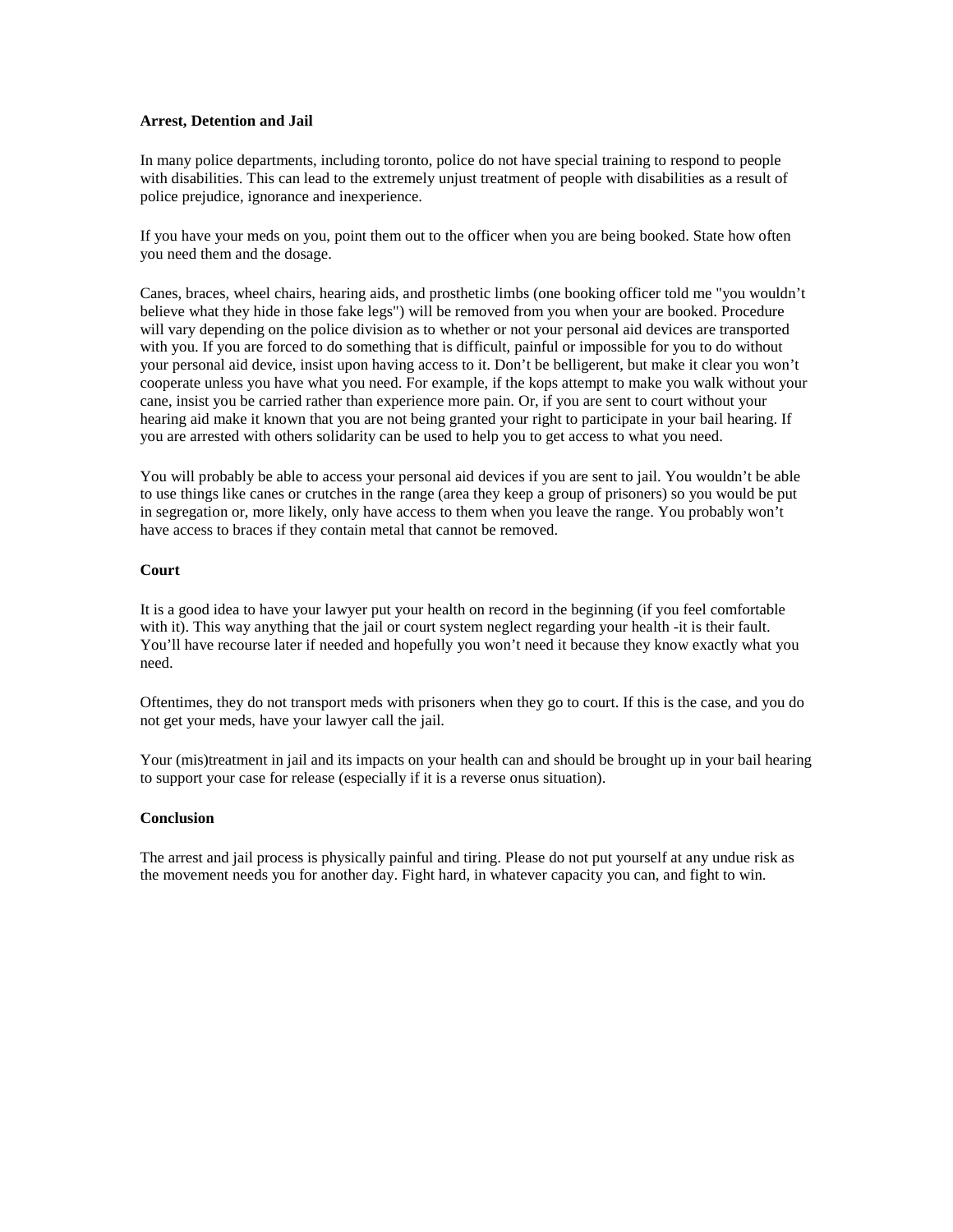**Arrest, Detention and Jail**

In many police departments, including toronto, police do not have special training to respond to people with disabilities. This can lead to the extremely unjust treatment of people with disabilities as a result of police prejudice, ignorance and inexperience.

If you have your meds on you, point them out to the officer when you are being booked. State how often you need them and the dosage.

Canes, braces, wheel chairs, hearing aids, and prosthetic limbs (one booking officer told me "you wouldn't believe what they hide in those fake legs") will be removed from you when your are booked. Procedure will vary depending on the police division as to whether or not your personal aid devices are transported with you. If you are forced to do something that is difficult, painful or impossible for you to do without your personal aid device, insist upon having access to it. Don't be belligerent, but make it clear you won't cooperate unless you have what you need. For example, if the kops attempt to make you walk without your cane, insist you be carried rather than experience more pain. Or, if you are sent to court without your hearing aid make it known that you are not being granted your right to participate in your bail hearing. If you are arrested with others solidarity can be used to help you to get access to what you need.

You will probably be able to access your personal aid devices if you are sent to jail. You wouldn't be able to use things like canes or crutches in the range (area they keep a group of prisoners) so you would be put in segregation or, more likely, only have access to them when you leave the range. You probably won't have access to braces if they contain metal that cannot be removed.

**Court**

It is a good idea to have your lawyer put your health on record in the beginning (if you feel comfortable with it). This way anything that the jail or court system neglect regarding your health -it is their fault. You'll have recourse later if needed and hopefully you won't need it because they know exactly what you need.

Oftentimes, they do not transport meds with prisoners when they go to court. If this is the case, and you do not get your meds, have your lawyer call the jail.

Your (mis)treatment in jail and its impacts on your health can and should be brought up in your bail hearing to support your case for release (especially if it is a reverse onus situation).

**Conclusion**

The arrest and jail process is physically painful and tiring. Please do not put yourself at any undue risk as the movement needs you for another day. Fight hard, in whatever capacity you can, and fight to win.